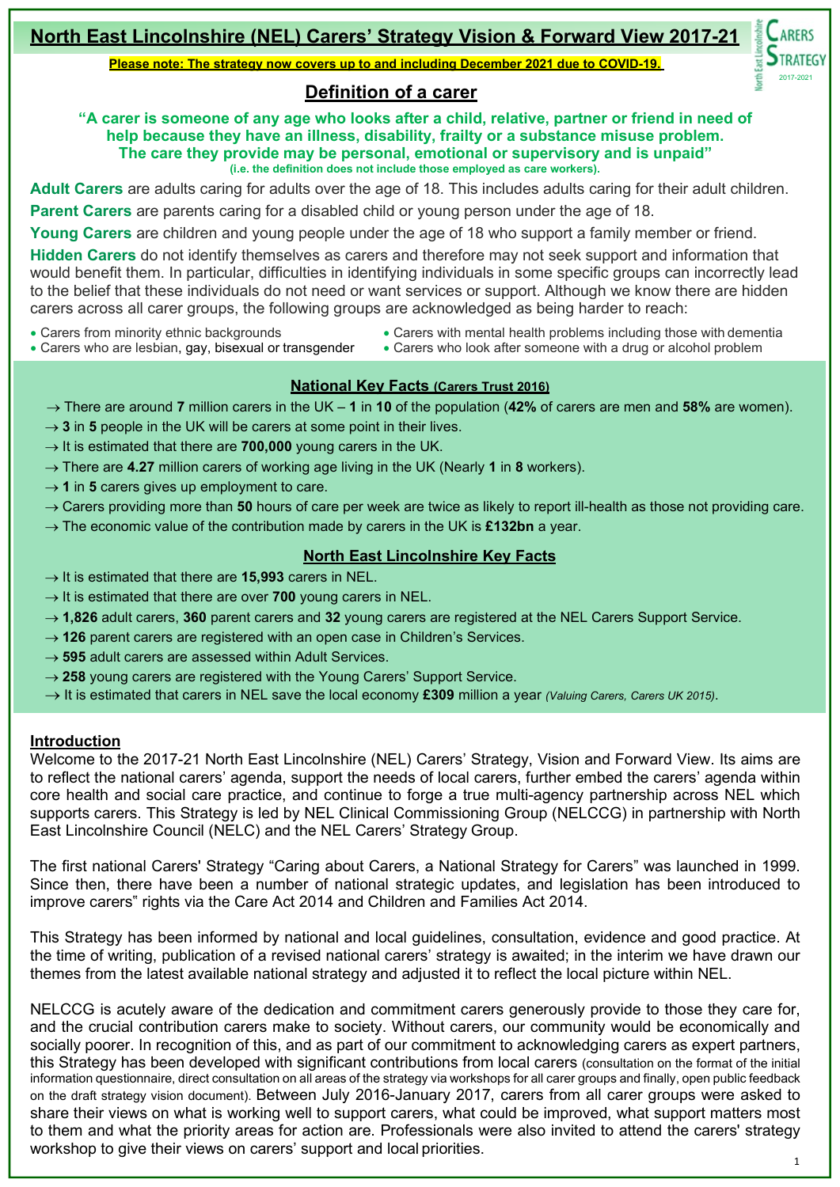# North East Lincolnshire (NEL) Carers' Strategy Vision & Forward View 2017-21

**Please note: The strategy now covers up to and including December 2021 due to COVID-19.**

## Definition of a carer

**"A carer is someone of any age who looks after a child, relative, partner or friend in need of help because they have an illness, disability, frailty or a substance misuse problem. The care they provide may be personal, emotional or supervisory and is unpaid"**
**(i.e. the definition does not include those employed as care workers).**

**Adult Carers** are adults caring for adults over the age of 18. This includes adults caring for their adult children.

**Parent Carers** are parents caring for a disabled child or young person under the age of 18.

**Young Carers** are children and young people under the age of 18 who support a family member or friend.

**Hidden Carers** do not identify themselves as carers and therefore may not seek support and information that would benefit them. In particular, difficulties in identifying individuals in some specific groups can incorrectly lead to the belief that these individuals do not need or want services or support. Although we know there are hidden carers across all carer groups, the following groups are acknowledged as being harder to reach:

- Carers from minority ethnic backgrounds
- Carers who are lesbian, gay, bisexual or transgender
- Carers with mental health problems including those with dementia
- Carers who look after someone with a drug or alcohol problem

### National Key Facts (Carers Trust 2016)

→ There are around **7** million carers in the UK – **1** in **10** of the population (**42%** of carers are men and **58%** are women).
→ **3** in **5** people in the UK will be carers at some point in their lives.
→ It is estimated that there are **700,000** young carers in the UK.
→ There are **4.27** million carers of working age living in the UK (Nearly **1** in **8** workers).
→ **1** in **5** carers gives up employment to care.
→ Carers providing more than **50** hours of care per week are twice as likely to report ill-health as those not providing care.
→ The economic value of the contribution made by carers in the UK is **£132bn** a year.

### North East Lincolnshire Key Facts

→ It is estimated that there are **15,993** carers in NEL.
→ It is estimated that there are over **700** young carers in NEL.
→ **1,826** adult carers, **360** parent carers and **32** young carers are registered at the NEL Carers Support Service.
→ **126** parent carers are registered with an open case in Children's Services.
→ **595** adult carers are assessed within Adult Services.
→ **258** young carers are registered with the Young Carers' Support Service.
→ It is estimated that carers in NEL save the local economy **£309** million a year *(Valuing Carers, Carers UK 2015)*.

## Introduction

Welcome to the 2017-21 North East Lincolnshire (NEL) Carers' Strategy, Vision and Forward View. Its aims are to reflect the national carers' agenda, support the needs of local carers, further embed the carers' agenda within core health and social care practice, and continue to forge a true multi-agency partnership across NEL which supports carers. This Strategy is led by NEL Clinical Commissioning Group (NELCCG) in partnership with North East Lincolnshire Council (NELC) and the NEL Carers' Strategy Group.

The first national Carers' Strategy "Caring about Carers, a National Strategy for Carers" was launched in 1999. Since then, there have been a number of national strategic updates, and legislation has been introduced to improve carers" rights via the Care Act 2014 and Children and Families Act 2014.

This Strategy has been informed by national and local guidelines, consultation, evidence and good practice. At the time of writing, publication of a revised national carers' strategy is awaited; in the interim we have drawn our themes from the latest available national strategy and adjusted it to reflect the local picture within NEL.

NELCCG is acutely aware of the dedication and commitment carers generously provide to those they care for, and the crucial contribution carers make to society. Without carers, our community would be economically and socially poorer. In recognition of this, and as part of our commitment to acknowledging carers as expert partners, this Strategy has been developed with significant contributions from local carers (consultation on the format of the initial information questionnaire, direct consultation on all areas of the strategy via workshops for all carer groups and finally, open public feedback on the draft strategy vision document). Between July 2016-January 2017, carers from all carer groups were asked to share their views on what is working well to support carers, what could be improved, what support matters most to them and what the priority areas for action are. Professionals were also invited to attend the carers' strategy workshop to give their views on carers' support and local priorities.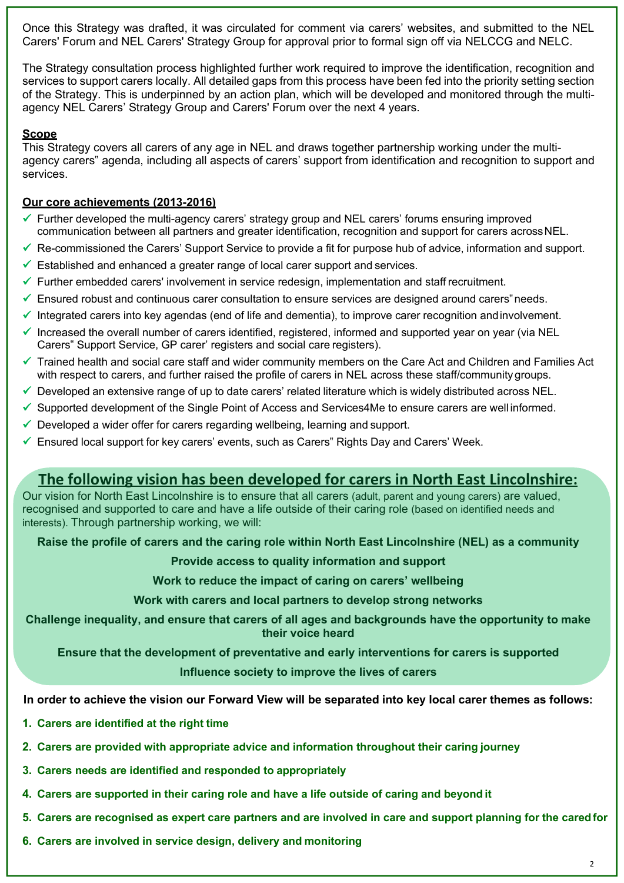Once this Strategy was drafted, it was circulated for comment via carers' websites, and submitted to the NEL Carers' Forum and NEL Carers' Strategy Group for approval prior to formal sign off via NELCCG and NELC.

The Strategy consultation process highlighted further work required to improve the identification, recognition and services to support carers locally. All detailed gaps from this process have been fed into the priority setting section of the Strategy. This is underpinned by an action plan, which will be developed and monitored through the multi-agency NEL Carers' Strategy Group and Carers' Forum over the next 4 years.

**Scope**

This Strategy covers all carers of any age in NEL and draws together partnership working under the multi-agency carers" agenda, including all aspects of carers' support from identification and recognition to support and services.

**Our core achievements (2013-2016)**

- ✓ Further developed the multi-agency carers' strategy group and NEL carers' forums ensuring improved communication between all partners and greater identification, recognition and support for carers across NEL.
- ✓ Re-commissioned the Carers' Support Service to provide a fit for purpose hub of advice, information and support.
- ✓ Established and enhanced a greater range of local carer support and services.
- ✓ Further embedded carers' involvement in service redesign, implementation and staff recruitment.
- ✓ Ensured robust and continuous carer consultation to ensure services are designed around carers" needs.
- ✓ Integrated carers into key agendas (end of life and dementia), to improve carer recognition and involvement.
- ✓ Increased the overall number of carers identified, registered, informed and supported year on year (via NEL Carers" Support Service, GP carer' registers and social care registers).
- ✓ Trained health and social care staff and wider community members on the Care Act and Children and Families Act with respect to carers, and further raised the profile of carers in NEL across these staff/community groups.
- ✓ Developed an extensive range of up to date carers' related literature which is widely distributed across NEL.
- ✓ Supported development of the Single Point of Access and Services4Me to ensure carers are well informed.
- ✓ Developed a wider offer for carers regarding wellbeing, learning and support.
- ✓ Ensured local support for key carers' events, such as Carers" Rights Day and Carers' Week.

## The following vision has been developed for carers in North East Lincolnshire:

Our vision for North East Lincolnshire is to ensure that all carers (adult, parent and young carers) are valued, recognised and supported to care and have a life outside of their caring role (based on identified needs and interests). Through partnership working, we will:

**Raise the profile of carers and the caring role within North East Lincolnshire (NEL) as a community**

**Provide access to quality information and support**

**Work to reduce the impact of caring on carers' wellbeing**

**Work with carers and local partners to develop strong networks**

**Challenge inequality, and ensure that carers of all ages and backgrounds have the opportunity to make their voice heard**

**Ensure that the development of preventative and early interventions for carers is supported**

**Influence society to improve the lives of carers**

**In order to achieve the vision our Forward View will be separated into key local carer themes as follows:**

1. **Carers are identified at the right time**
2. **Carers are provided with appropriate advice and information throughout their caring journey**
3. **Carers needs are identified and responded to appropriately**
4. **Carers are supported in their caring role and have a life outside of caring and beyond it**
5. **Carers are recognised as expert care partners and are involved in care and support planning for the cared for**
6. **Carers are involved in service design, delivery and monitoring**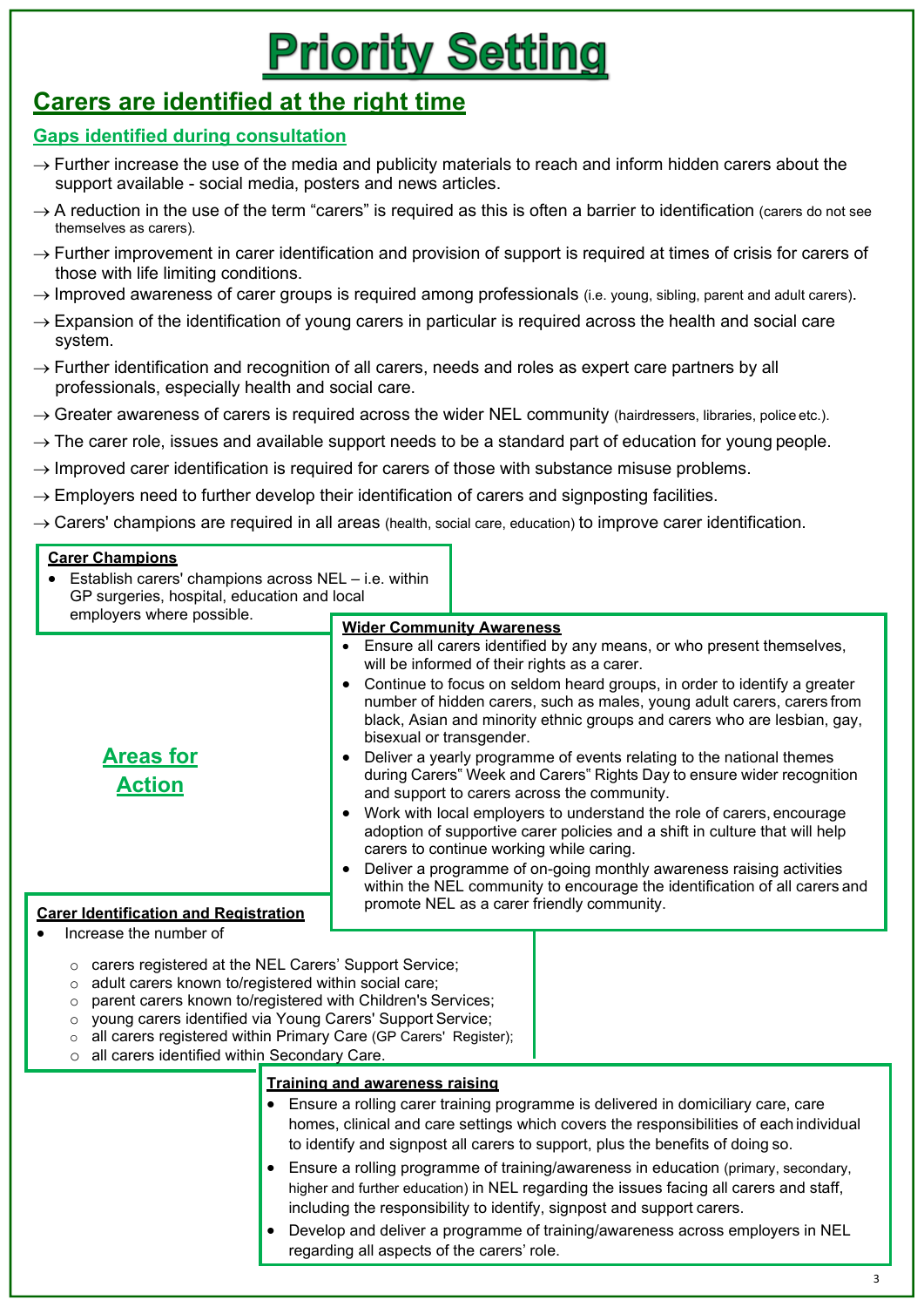# Priority Setting

## Carers are identified at the right time

### Gaps identified during consultation

→ Further increase the use of the media and publicity materials to reach and inform hidden carers about the support available - social media, posters and news articles.

→ A reduction in the use of the term "carers" is required as this is often a barrier to identification (carers do not see themselves as carers).

→ Further improvement in carer identification and provision of support is required at times of crisis for carers of those with life limiting conditions.

→ Improved awareness of carer groups is required among professionals (i.e. young, sibling, parent and adult carers).

→ Expansion of the identification of young carers in particular is required across the health and social care system.

→ Further identification and recognition of all carers, needs and roles as expert care partners by all professionals, especially health and social care.

→ Greater awareness of carers is required across the wider NEL community (hairdressers, libraries, police etc.).

→ The carer role, issues and available support needs to be a standard part of education for young people.

→ Improved carer identification is required for carers of those with substance misuse problems.

→ Employers need to further develop their identification of carers and signposting facilities.

→ Carers' champions are required in all areas (health, social care, education) to improve carer identification.

### Areas for Action

**Carer Champions**

- Establish carers' champions across NEL – i.e. within GP surgeries, hospital, education and local employers where possible.

**Wider Community Awareness**

- Ensure all carers identified by any means, or who present themselves, will be informed of their rights as a carer.
- Continue to focus on seldom heard groups, in order to identify a greater number of hidden carers, such as males, young adult carers, carers from black, Asian and minority ethnic groups and carers who are lesbian, gay, bisexual or transgender.
- Deliver a yearly programme of events relating to the national themes during Carers" Week and Carers" Rights Day to ensure wider recognition and support to carers across the community.
- Work with local employers to understand the role of carers, encourage adoption of supportive carer policies and a shift in culture that will help carers to continue working while caring.
- Deliver a programme of on-going monthly awareness raising activities within the NEL community to encourage the identification of all carers and promote NEL as a carer friendly community.

**Carer Identification and Registration**

- Increase the number of
  - carers registered at the NEL Carers' Support Service;
  - adult carers known to/registered within social care;
  - parent carers known to/registered with Children's Services;
  - young carers identified via Young Carers' Support Service;
  - all carers registered within Primary Care (GP Carers' Register);
  - all carers identified within Secondary Care.

**Training and awareness raising**

- Ensure a rolling carer training programme is delivered in domiciliary care, care homes, clinical and care settings which covers the responsibilities of each individual to identify and signpost all carers to support, plus the benefits of doing so.
- Ensure a rolling programme of training/awareness in education (primary, secondary, higher and further education) in NEL regarding the issues facing all carers and staff, including the responsibility to identify, signpost and support carers.
- Develop and deliver a programme of training/awareness across employers in NEL regarding all aspects of the carers' role.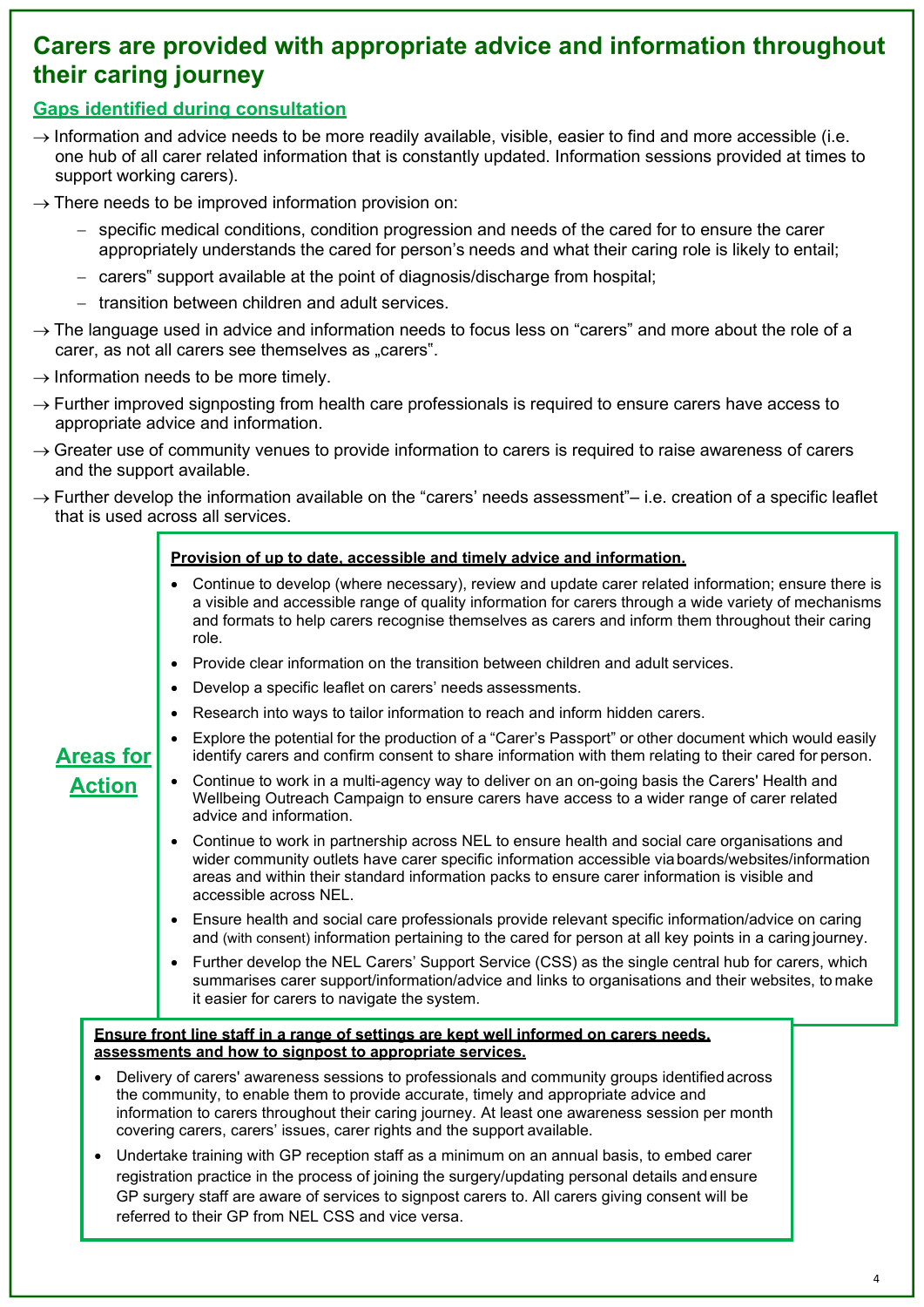# Carers are provided with appropriate advice and information throughout their caring journey

## Gaps identified during consultation

→ Information and advice needs to be more readily available, visible, easier to find and more accessible (i.e. one hub of all carer related information that is constantly updated. Information sessions provided at times to support working carers).

→ There needs to be improved information provision on:

- specific medical conditions, condition progression and needs of the cared for to ensure the carer appropriately understands the cared for person's needs and what their caring role is likely to entail;
- carers" support available at the point of diagnosis/discharge from hospital;
- transition between children and adult services.

→ The language used in advice and information needs to focus less on "carers" and more about the role of a carer, as not all carers see themselves as „carers".

→ Information needs to be more timely.

→ Further improved signposting from health care professionals is required to ensure carers have access to appropriate advice and information.

→ Greater use of community venues to provide information to carers is required to raise awareness of carers and the support available.

→ Further develop the information available on the "carers' needs assessment"– i.e. creation of a specific leaflet that is used across all services.

## Areas for Action

**Provision of up to date, accessible and timely advice and information.**

- Continue to develop (where necessary), review and update carer related information; ensure there is a visible and accessible range of quality information for carers through a wide variety of mechanisms and formats to help carers recognise themselves as carers and inform them throughout their caring role.
- Provide clear information on the transition between children and adult services.
- Develop a specific leaflet on carers' needs assessments.
- Research into ways to tailor information to reach and inform hidden carers.
- Explore the potential for the production of a "Carer's Passport" or other document which would easily identify carers and confirm consent to share information with them relating to their cared for person.
- Continue to work in a multi-agency way to deliver on an on-going basis the Carers' Health and Wellbeing Outreach Campaign to ensure carers have access to a wider range of carer related advice and information.
- Continue to work in partnership across NEL to ensure health and social care organisations and wider community outlets have carer specific information accessible via boards/websites/information areas and within their standard information packs to ensure carer information is visible and accessible across NEL.
- Ensure health and social care professionals provide relevant specific information/advice on caring and (with consent) information pertaining to the cared for person at all key points in a caring journey.
- Further develop the NEL Carers' Support Service (CSS) as the single central hub for carers, which summarises carer support/information/advice and links to organisations and their websites, to make it easier for carers to navigate the system.

**Ensure front line staff in a range of settings are kept well informed on carers needs, assessments and how to signpost to appropriate services.**

- Delivery of carers' awareness sessions to professionals and community groups identified across the community, to enable them to provide accurate, timely and appropriate advice and information to carers throughout their caring journey. At least one awareness session per month covering carers, carers' issues, carer rights and the support available.
- Undertake training with GP reception staff as a minimum on an annual basis, to embed carer registration practice in the process of joining the surgery/updating personal details and ensure GP surgery staff are aware of services to signpost carers to. All carers giving consent will be referred to their GP from NEL CSS and vice versa.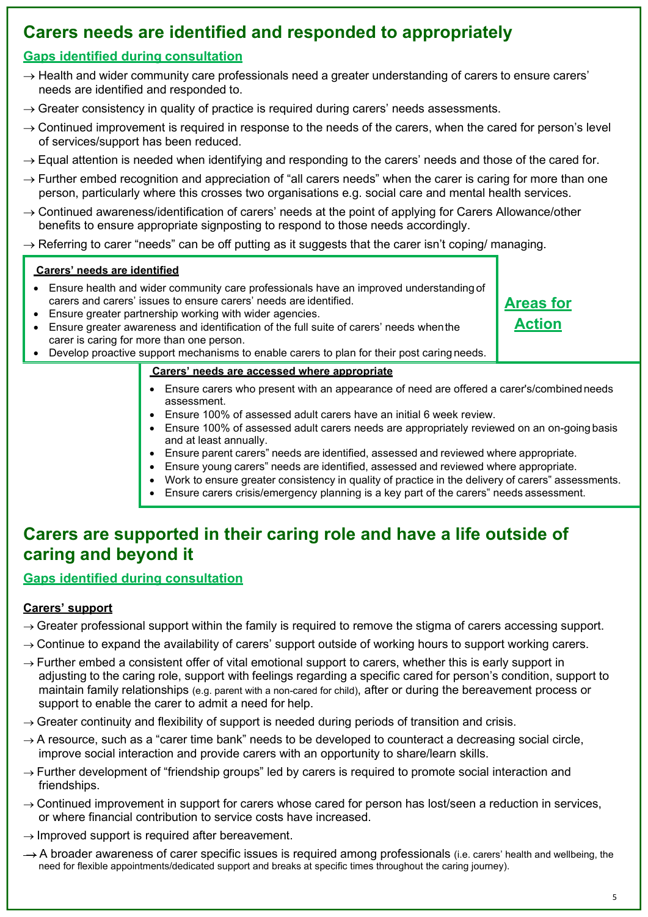# Carers needs are identified and responded to appropriately

## Gaps identified during consultation

→ Health and wider community care professionals need a greater understanding of carers to ensure carers' needs are identified and responded to.

→ Greater consistency in quality of practice is required during carers' needs assessments.

→ Continued improvement is required in response to the needs of the carers, when the cared for person's level of services/support has been reduced.

→ Equal attention is needed when identifying and responding to the carers' needs and those of the cared for.

→ Further embed recognition and appreciation of "all carers needs" when the carer is caring for more than one person, particularly where this crosses two organisations e.g. social care and mental health services.

→ Continued awareness/identification of carers' needs at the point of applying for Carers Allowance/other benefits to ensure appropriate signposting to respond to those needs accordingly.

→ Referring to carer "needs" can be off putting as it suggests that the carer isn't coping/ managing.

## Areas for Action

### Carers' needs are identified

- Ensure health and wider community care professionals have an improved understanding of carers and carers' issues to ensure carers' needs are identified.
- Ensure greater partnership working with wider agencies.
- Ensure greater awareness and identification of the full suite of carers' needs when the carer is caring for more than one person.
- Develop proactive support mechanisms to enable carers to plan for their post caring needs.

### Carers' needs are accessed where appropriate

- Ensure carers who present with an appearance of need are offered a carer's/combined needs assessment.
- Ensure 100% of assessed adult carers have an initial 6 week review.
- Ensure 100% of assessed adult carers needs are appropriately reviewed on an on-going basis and at least annually.
- Ensure parent carers" needs are identified, assessed and reviewed where appropriate.
- Ensure young carers" needs are identified, assessed and reviewed where appropriate.
- Work to ensure greater consistency in quality of practice in the delivery of carers" assessments.
- Ensure carers crisis/emergency planning is a key part of the carers" needs assessment.

# Carers are supported in their caring role and have a life outside of caring and beyond it

## Gaps identified during consultation

### Carers' support

→ Greater professional support within the family is required to remove the stigma of carers accessing support.

→ Continue to expand the availability of carers' support outside of working hours to support working carers.

→ Further embed a consistent offer of vital emotional support to carers, whether this is early support in adjusting to the caring role, support with feelings regarding a specific cared for person's condition, support to maintain family relationships (e.g. parent with a non-cared for child), after or during the bereavement process or support to enable the carer to admit a need for help.

→ Greater continuity and flexibility of support is needed during periods of transition and crisis.

→ A resource, such as a "carer time bank" needs to be developed to counteract a decreasing social circle, improve social interaction and provide carers with an opportunity to share/learn skills.

→ Further development of "friendship groups" led by carers is required to promote social interaction and friendships.

→ Continued improvement in support for carers whose cared for person has lost/seen a reduction in services, or where financial contribution to service costs have increased.

→ Improved support is required after bereavement.

→ A broader awareness of carer specific issues is required among professionals (i.e. carers' health and wellbeing, the need for flexible appointments/dedicated support and breaks at specific times throughout the caring journey).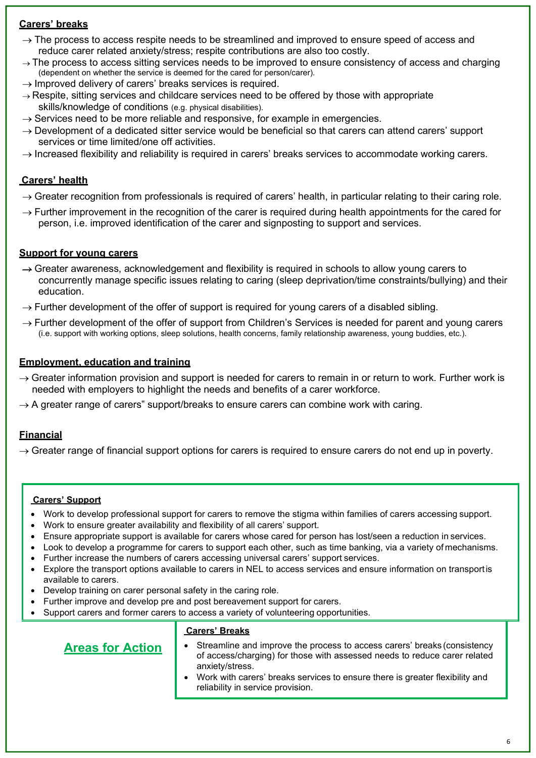**Carers' breaks**

→ The process to access respite needs to be streamlined and improved to ensure speed of access and reduce carer related anxiety/stress; respite contributions are also too costly.

→ The process to access sitting services needs to be improved to ensure consistency of access and charging (dependent on whether the service is deemed for the cared for person/carer).

→ Improved delivery of carers' breaks services is required.

→ Respite, sitting services and childcare services need to be offered by those with appropriate skills/knowledge of conditions (e.g. physical disabilities).

→ Services need to be more reliable and responsive, for example in emergencies.

→ Development of a dedicated sitter service would be beneficial so that carers can attend carers' support services or time limited/one off activities.

→ Increased flexibility and reliability is required in carers' breaks services to accommodate working carers.

**Carers' health**

→ Greater recognition from professionals is required of carers' health, in particular relating to their caring role.

→ Further improvement in the recognition of the carer is required during health appointments for the cared for person, i.e. improved identification of the carer and signposting to support and services.

**Support for young carers**

→ Greater awareness, acknowledgement and flexibility is required in schools to allow young carers to concurrently manage specific issues relating to caring (sleep deprivation/time constraints/bullying) and their education.

→ Further development of the offer of support is required for young carers of a disabled sibling.

→ Further development of the offer of support from Children's Services is needed for parent and young carers (i.e. support with working options, sleep solutions, health concerns, family relationship awareness, young buddies, etc.).

**Employment, education and training**

→ Greater information provision and support is needed for carers to remain in or return to work. Further work is needed with employers to highlight the needs and benefits of a carer workforce.

→ A greater range of carers" support/breaks to ensure carers can combine work with caring.

**Financial**

→ Greater range of financial support options for carers is required to ensure carers do not end up in poverty.

## Areas for Action

**Carers' Support**

- Work to develop professional support for carers to remove the stigma within families of carers accessing support.
- Work to ensure greater availability and flexibility of all carers' support.
- Ensure appropriate support is available for carers whose cared for person has lost/seen a reduction in services.
- Look to develop a programme for carers to support each other, such as time banking, via a variety of mechanisms.
- Further increase the numbers of carers accessing universal carers' support services.
- Explore the transport options available to carers in NEL to access services and ensure information on transport is available to carers.
- Develop training on carer personal safety in the caring role.
- Further improve and develop pre and post bereavement support for carers.
- Support carers and former carers to access a variety of volunteering opportunities.

**Carers' Breaks**

- Streamline and improve the process to access carers' breaks (consistency of access/charging) for those with assessed needs to reduce carer related anxiety/stress.
- Work with carers' breaks services to ensure there is greater flexibility and reliability in service provision.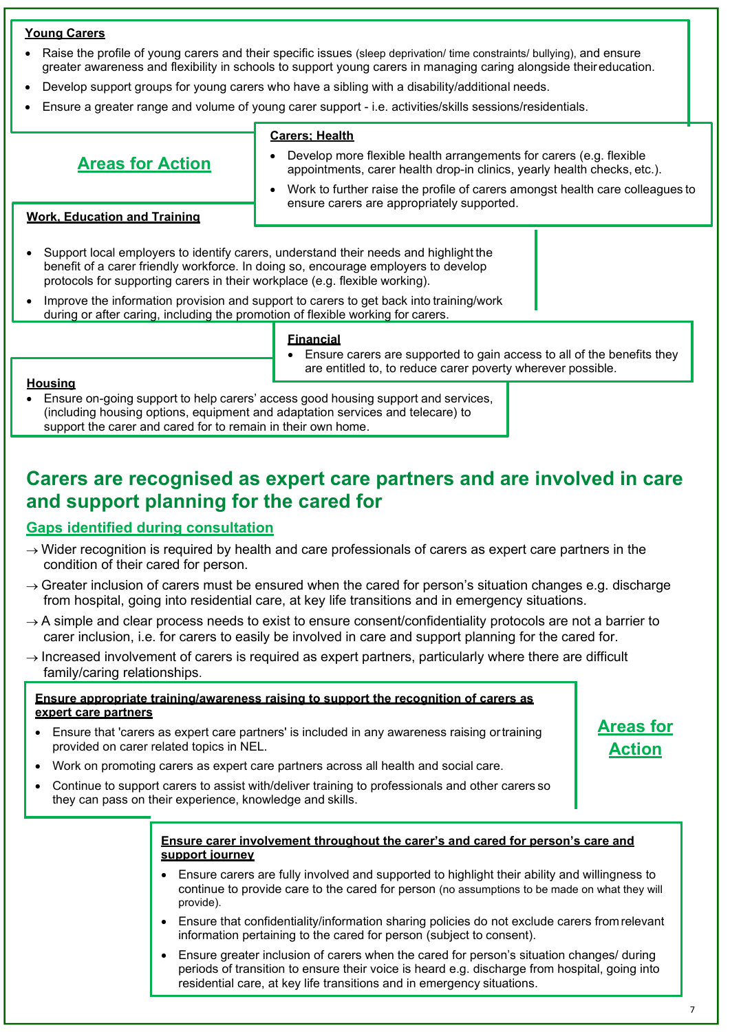**Young Carers**

- Raise the profile of young carers and their specific issues (sleep deprivation/ time constraints/ bullying), and ensure greater awareness and flexibility in schools to support young carers in managing caring alongside their education.
- Develop support groups for young carers who have a sibling with a disability/additional needs.
- Ensure a greater range and volume of young carer support - i.e. activities/skills sessions/residentials.

**Areas for Action**

**Carers; Health**

- Develop more flexible health arrangements for carers (e.g. flexible appointments, carer health drop-in clinics, yearly health checks, etc.).
- Work to further raise the profile of carers amongst health care colleagues to ensure carers are appropriately supported.

**Work, Education and Training**

- Support local employers to identify carers, understand their needs and highlight the benefit of a carer friendly workforce. In doing so, encourage employers to develop protocols for supporting carers in their workplace (e.g. flexible working).
- Improve the information provision and support to carers to get back into training/work during or after caring, including the promotion of flexible working for carers.

**Financial**

- Ensure carers are supported to gain access to all of the benefits they are entitled to, to reduce carer poverty wherever possible.

**Housing**

- Ensure on-going support to help carers' access good housing support and services, (including housing options, equipment and adaptation services and telecare) to support the carer and cared for to remain in their own home.

## Carers are recognised as expert care partners and are involved in care and support planning for the cared for

### Gaps identified during consultation

→ Wider recognition is required by health and care professionals of carers as expert care partners in the condition of their cared for person.

→ Greater inclusion of carers must be ensured when the cared for person's situation changes e.g. discharge from hospital, going into residential care, at key life transitions and in emergency situations.

→ A simple and clear process needs to exist to ensure consent/confidentiality protocols are not a barrier to carer inclusion, i.e. for carers to easily be involved in care and support planning for the cared for.

→ Increased involvement of carers is required as expert partners, particularly where there are difficult family/caring relationships.

**Areas for Action**

**Ensure appropriate training/awareness raising to support the recognition of carers as expert care partners**

- Ensure that 'carers as expert care partners' is included in any awareness raising or training provided on carer related topics in NEL.
- Work on promoting carers as expert care partners across all health and social care.
- Continue to support carers to assist with/deliver training to professionals and other carers so they can pass on their experience, knowledge and skills.

**Ensure carer involvement throughout the carer's and cared for person's care and support journey**

- Ensure carers are fully involved and supported to highlight their ability and willingness to continue to provide care to the cared for person (no assumptions to be made on what they will provide).
- Ensure that confidentiality/information sharing policies do not exclude carers from relevant information pertaining to the cared for person (subject to consent).
- Ensure greater inclusion of carers when the cared for person's situation changes/ during periods of transition to ensure their voice is heard e.g. discharge from hospital, going into residential care, at key life transitions and in emergency situations.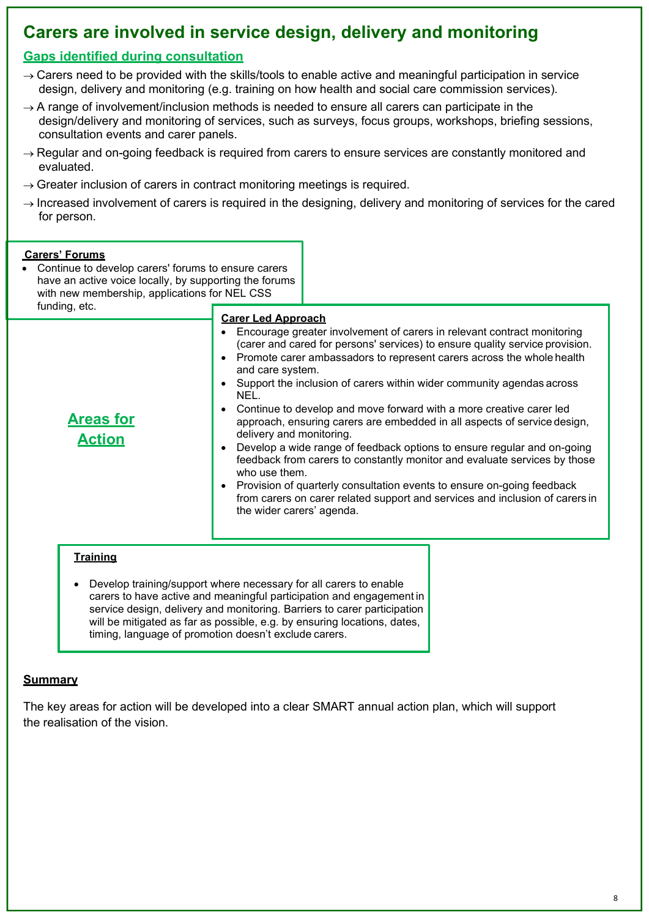# Carers are involved in service design, delivery and monitoring

## Gaps identified during consultation

→ Carers need to be provided with the skills/tools to enable active and meaningful participation in service design, delivery and monitoring (e.g. training on how health and social care commission services).

→ A range of involvement/inclusion methods is needed to ensure all carers can participate in the design/delivery and monitoring of services, such as surveys, focus groups, workshops, briefing sessions, consultation events and carer panels.

→ Regular and on-going feedback is required from carers to ensure services are constantly monitored and evaluated.

→ Greater inclusion of carers in contract monitoring meetings is required.

→ Increased involvement of carers is required in the designing, delivery and monitoring of services for the cared for person.

## Areas for Action

**Carers' Forums**

- Continue to develop carers' forums to ensure carers have an active voice locally, by supporting the forums with new membership, applications for NEL CSS funding, etc.

**Carer Led Approach**

- Encourage greater involvement of carers in relevant contract monitoring (carer and cared for persons' services) to ensure quality service provision.
- Promote carer ambassadors to represent carers across the whole health and care system.
- Support the inclusion of carers within wider community agendas across NEL.
- Continue to develop and move forward with a more creative carer led approach, ensuring carers are embedded in all aspects of service design, delivery and monitoring.
- Develop a wide range of feedback options to ensure regular and on-going feedback from carers to constantly monitor and evaluate services by those who use them.
- Provision of quarterly consultation events to ensure on-going feedback from carers on carer related support and services and inclusion of carers in the wider carers' agenda.

**Training**

- Develop training/support where necessary for all carers to enable carers to have active and meaningful participation and engagement in service design, delivery and monitoring. Barriers to carer participation will be mitigated as far as possible, e.g. by ensuring locations, dates, timing, language of promotion doesn't exclude carers.

**Summary**

The key areas for action will be developed into a clear SMART annual action plan, which will support the realisation of the vision.